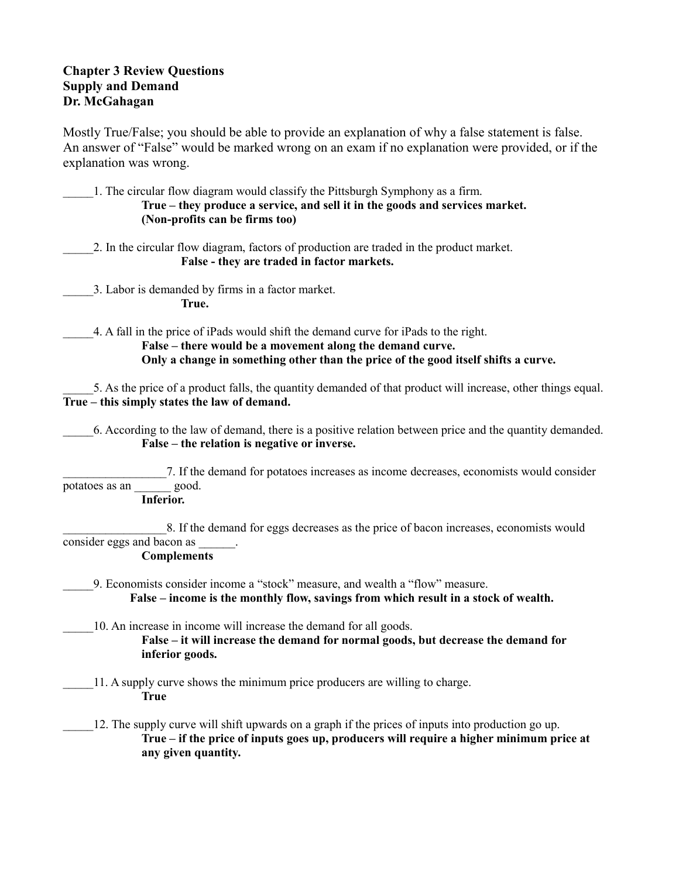**Chapter 3 Review Questions**
**Supply and Demand**
**Dr. McGahagan**

Mostly True/False; you should be able to provide an explanation of why a false statement is false. An answer of "False" would be marked wrong on an exam if no explanation were provided, or if the explanation was wrong.

_____1. The circular flow diagram would classify the Pittsburgh Symphony as a firm.
**True – they produce a service, and sell it in the goods and services market. (Non-profits can be firms too)**

_____2. In the circular flow diagram, factors of production are traded in the product market.
**False - they are traded in factor markets.**

_____3. Labor is demanded by firms in a factor market.
**True.**

_____4. A fall in the price of iPads would shift the demand curve for iPads to the right.
**False – there would be a movement along the demand curve. Only a change in something other than the price of the good itself shifts a curve.**

_____5. As the price of a product falls, the quantity demanded of that product will increase, other things equal.
**True – this simply states the law of demand.**

_____6. According to the law of demand, there is a positive relation between price and the quantity demanded.
**False – the relation is negative or inverse.**

_________________7. If the demand for potatoes increases as income decreases, economists would consider potatoes as an ______ good.
**Inferior.**

_________________8. If the demand for eggs decreases as the price of bacon increases, economists would consider eggs and bacon as ______.
**Complements**

_____9. Economists consider income a "stock" measure, and wealth a "flow" measure.
**False – income is the monthly flow, savings from which result in a stock of wealth.**

_____10. An increase in income will increase the demand for all goods.
**False – it will increase the demand for normal goods, but decrease the demand for inferior goods.**

_____11. A supply curve shows the minimum price producers are willing to charge.
**True**

_____12. The supply curve will shift upwards on a graph if the prices of inputs into production go up.
**True – if the price of inputs goes up, producers will require a higher minimum price at any given quantity.**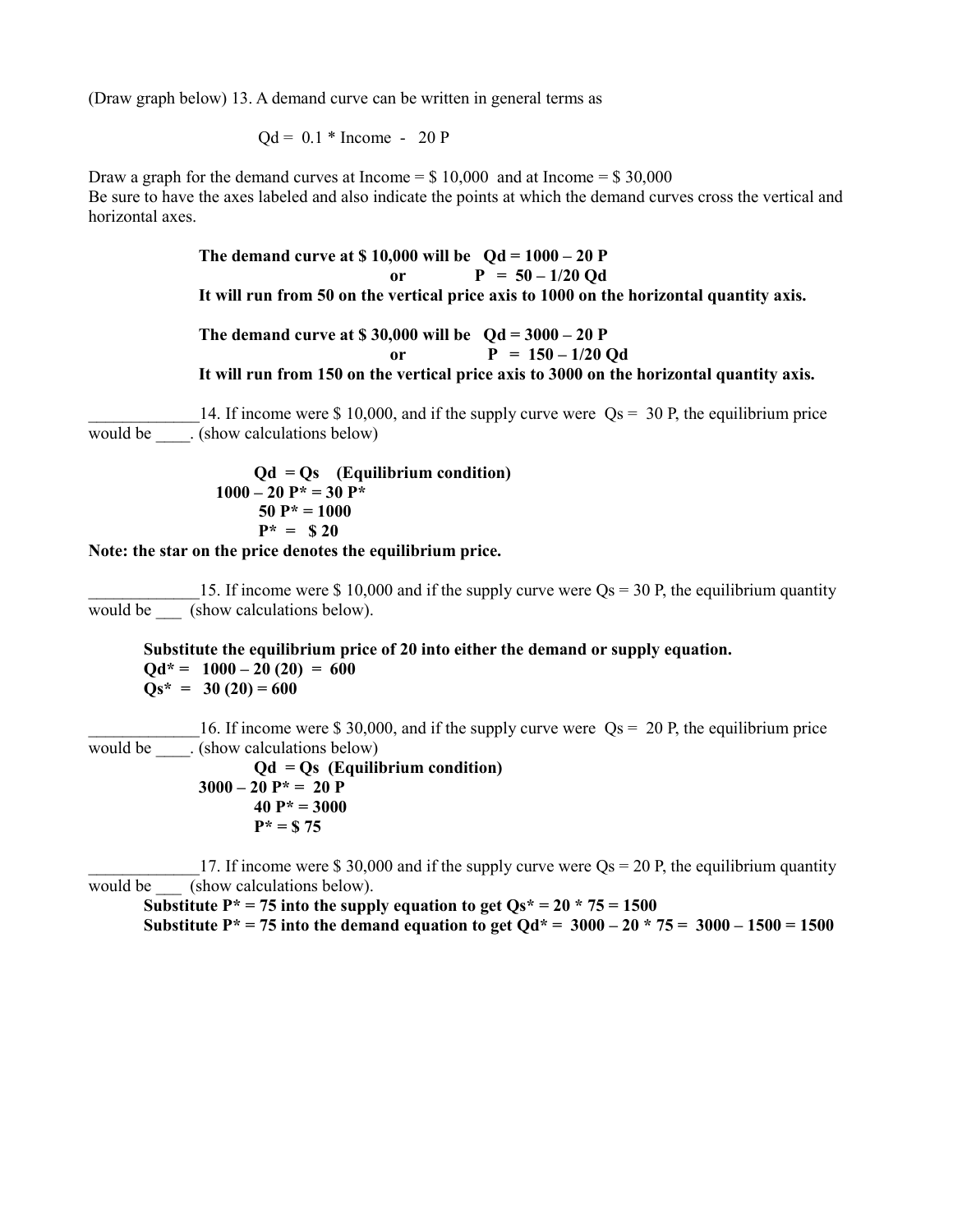(Draw graph below) 13. A demand curve can be written in general terms as

$$Qd = 0.1 * Income - 20 P$$

Draw a graph for the demand curves at Income = $ 10,000 and at Income = $ 30,000
Be sure to have the axes labeled and also indicate the points at which the demand curves cross the vertical and horizontal axes.

**The demand curve at $ 10,000 will be $Qd = 1000 – 20 P$**
**or $P = 50 – 1/20\ Qd$**
**It will run from 50 on the vertical price axis to 1000 on the horizontal quantity axis.**

**The demand curve at $ 30,000 will be $Qd = 3000 – 20 P$**
**or $P = 150 – 1/20\ Qd$**
**It will run from 150 on the vertical price axis to 3000 on the horizontal quantity axis.**

_____________14. If income were $ 10,000, and if the supply curve were $Qs = 30 P$, the equilibrium price would be ____. (show calculations below)

**$Qd = Qs$ (Equilibrium condition)**
**$1000 – 20 P^* = 30 P^*$**
**$50 P^* = 1000$**
**$P^* = \$ 20$**

**Note: the star on the price denotes the equilibrium price.**

_____________15. If income were $ 10,000 and if the supply curve were $Qs = 30 P$, the equilibrium quantity would be ___ (show calculations below).

**Substitute the equilibrium price of 20 into either the demand or supply equation.**
**$Qd^* = 1000 – 20 (20) = 600$**
**$Qs^* = 30 (20) = 600$**

_____________16. If income were $ 30,000, and if the supply curve were $Qs = 20 P$, the equilibrium price would be ____. (show calculations below)

**$Qd = Qs$ (Equilibrium condition)**
**$3000 – 20 P^* = 20 P$**
**$40 P^* = 3000$**
**$P^* = \$ 75$**

_____________17. If income were $ 30,000 and if the supply curve were $Qs = 20 P$, the equilibrium quantity would be ___ (show calculations below).

**Substitute $P^* = 75$ into the supply equation to get $Qs^* = 20 * 75 = 1500$**
**Substitute $P^* = 75$ into the demand equation to get $Qd^* = 3000 – 20 * 75 = 3000 – 1500 = 1500$**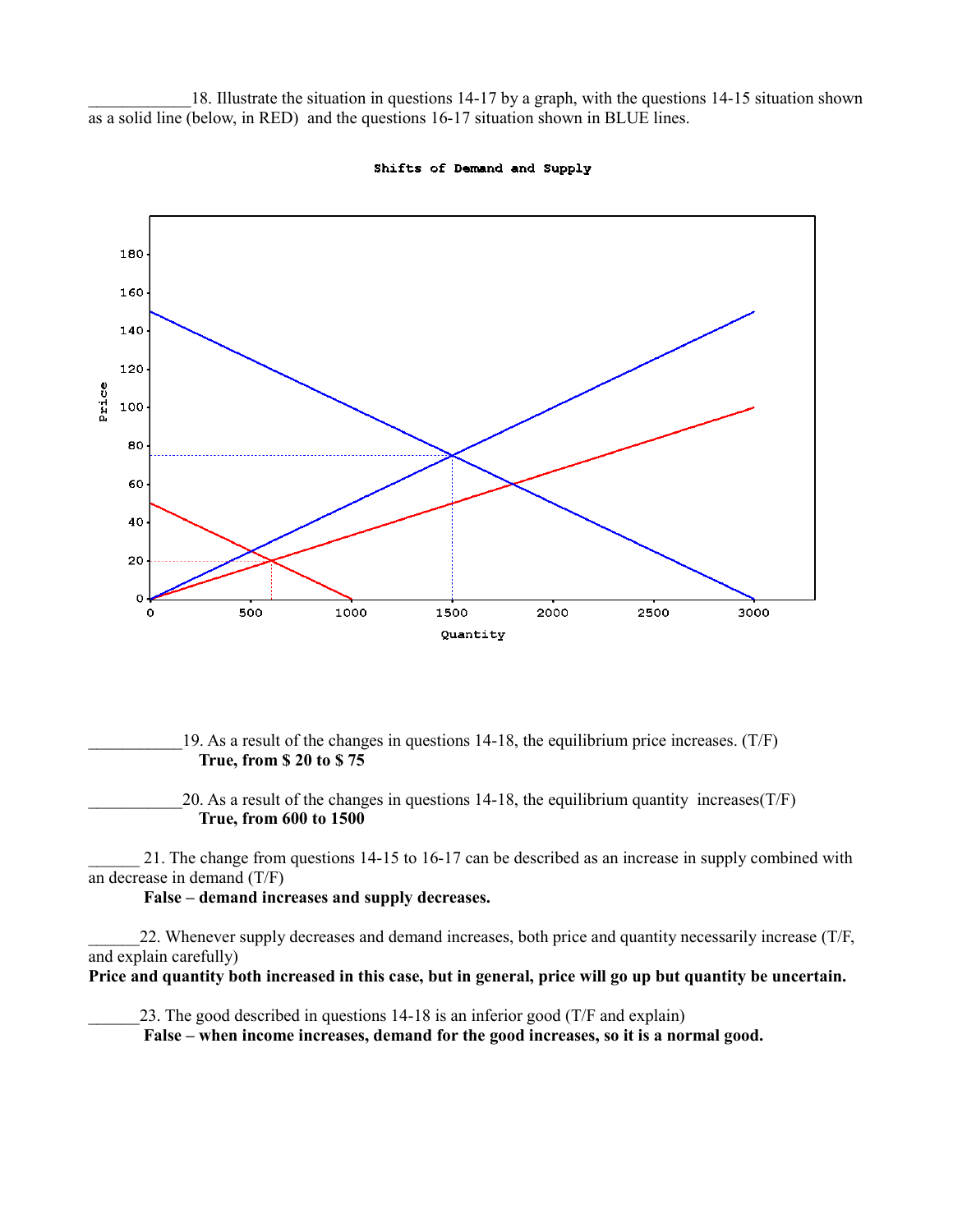____________18. Illustrate the situation in questions 14-17 by a graph, with the questions 14-15 situation shown as a solid line (below, in RED) and the questions 16-17 situation shown in BLUE lines.

Shifts of Demand and Supply

Price

180
160
140
120
100
80
60
40
20
0

0 500 1000 1500 2000 2500 3000

Quantity

___________19. As a result of the changes in questions 14-18, the equilibrium price increases. (T/F)

**True, from $ 20 to $ 75**

___________20. As a result of the changes in questions 14-18, the equilibrium quantity increases(T/F)

**True, from 600 to 1500**

______ 21. The change from questions 14-15 to 16-17 can be described as an increase in supply combined with an decrease in demand (T/F)

**False – demand increases and supply decreases.**

______22. Whenever supply decreases and demand increases, both price and quantity necessarily increase (T/F, and explain carefully)

**Price and quantity both increased in this case, but in general, price will go up but quantity be uncertain.**

______23. The good described in questions 14-18 is an inferior good (T/F and explain)

**False – when income increases, demand for the good increases, so it is a normal good.**